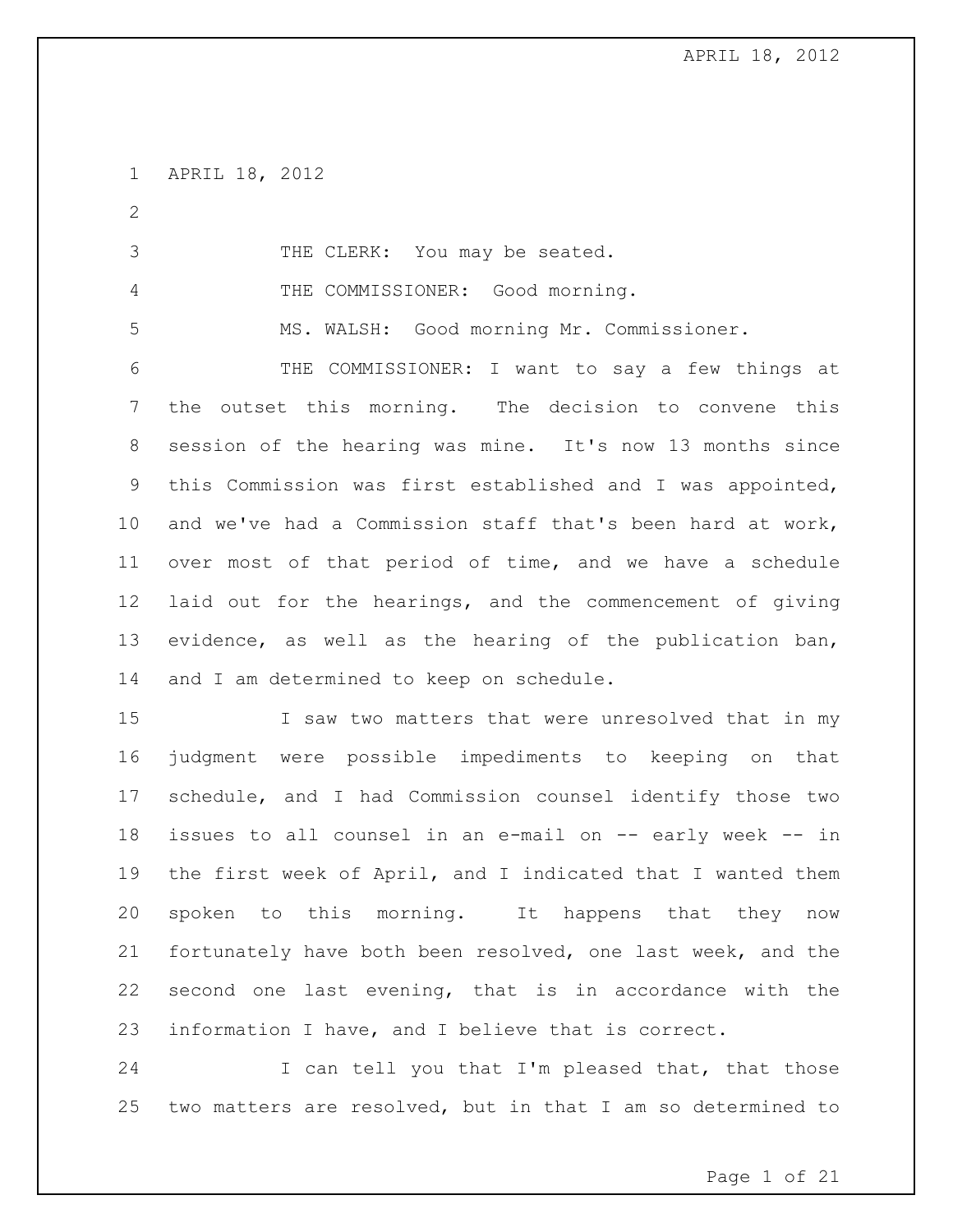APRIL 18, 2012

THE CLERK: You may be seated.

THE COMMISSIONER: Good morning.

MS. WALSH: Good morning Mr. Commissioner.

THE COMMISSIONER: I want to say a few things at the outset this morning. The decision to convene this session of the hearing was mine. It's now 13 months since this Commission was first established and I was appointed, and we've had a Commission staff that's been hard at work, over most of that period of time, and we have a schedule laid out for the hearings, and the commencement of giving evidence, as well as the hearing of the publication ban, and I am determined to keep on schedule.

I saw two matters that were unresolved that in my judgment were possible impediments to keeping on that schedule, and I had Commission counsel identify those two issues to all counsel in an e-mail on -- early week -- in the first week of April, and I indicated that I wanted them spoken to this morning. It happens that they now fortunately have both been resolved, one last week, and the second one last evening, that is in accordance with the information I have, and I believe that is correct.

I can tell you that I'm pleased that, that those two matters are resolved, but in that I am so determined to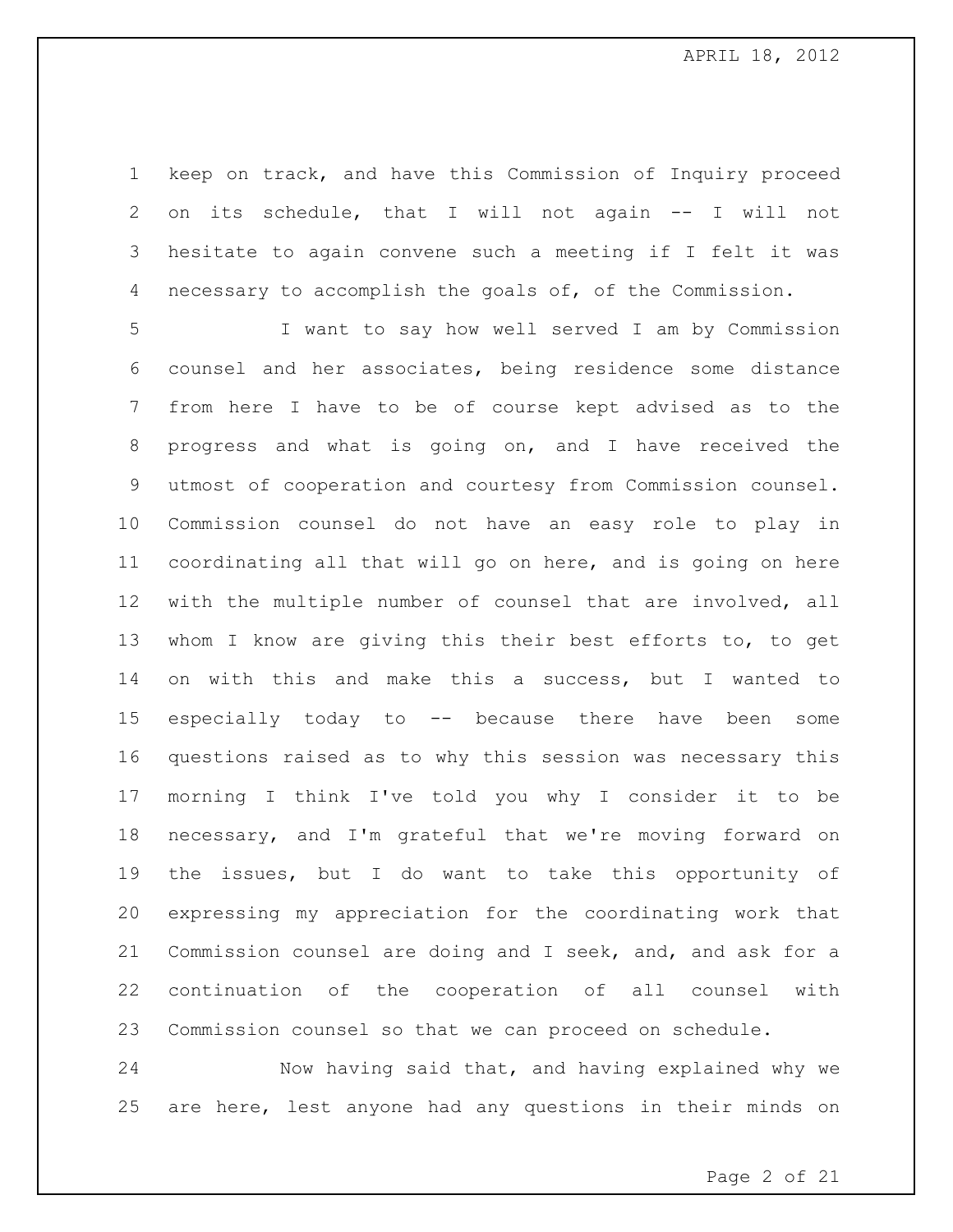keep on track, and have this Commission of Inquiry proceed on its schedule, that I will not again -- I will not hesitate to again convene such a meeting if I felt it was necessary to accomplish the goals of, of the Commission.

I want to say how well served I am by Commission counsel and her associates, being residence some distance from here I have to be of course kept advised as to the progress and what is going on, and I have received the utmost of cooperation and courtesy from Commission counsel. Commission counsel do not have an easy role to play in coordinating all that will go on here, and is going on here with the multiple number of counsel that are involved, all whom I know are giving this their best efforts to, to get on with this and make this a success, but I wanted to especially today to -- because there have been some questions raised as to why this session was necessary this morning I think I've told you why I consider it to be necessary, and I'm grateful that we're moving forward on the issues, but I do want to take this opportunity of expressing my appreciation for the coordinating work that Commission counsel are doing and I seek, and, and ask for a continuation of the cooperation of all counsel with Commission counsel so that we can proceed on schedule.

Now having said that, and having explained why we are here, lest anyone had any questions in their minds on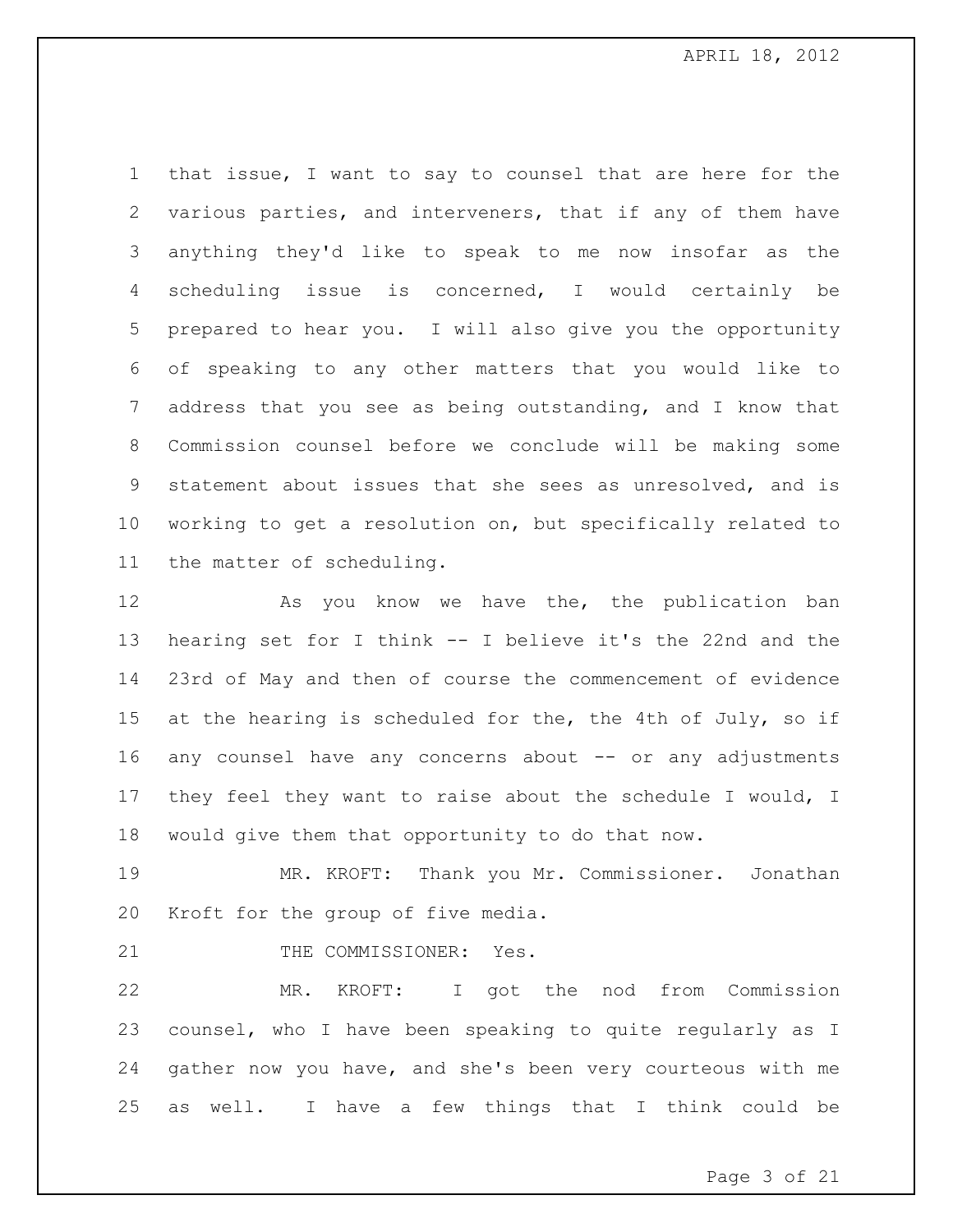that issue, I want to say to counsel that are here for the various parties, and interveners, that if any of them have anything they'd like to speak to me now insofar as the scheduling issue is concerned, I would certainly be prepared to hear you. I will also give you the opportunity of speaking to any other matters that you would like to address that you see as being outstanding, and I know that Commission counsel before we conclude will be making some statement about issues that she sees as unresolved, and is working to get a resolution on, but specifically related to the matter of scheduling.

As you know we have the, the publication ban hearing set for I think -- I believe it's the 22nd and the 23rd of May and then of course the commencement of evidence at the hearing is scheduled for the, the 4th of July, so if any counsel have any concerns about -- or any adjustments they feel they want to raise about the schedule I would, I would give them that opportunity to do that now.

MR. KROFT: Thank you Mr. Commissioner. Jonathan Kroft for the group of five media.

THE COMMISSIONER: Yes.

MR. KROFT: I got the nod from Commission counsel, who I have been speaking to quite regularly as I gather now you have, and she's been very courteous with me as well. I have a few things that I think could be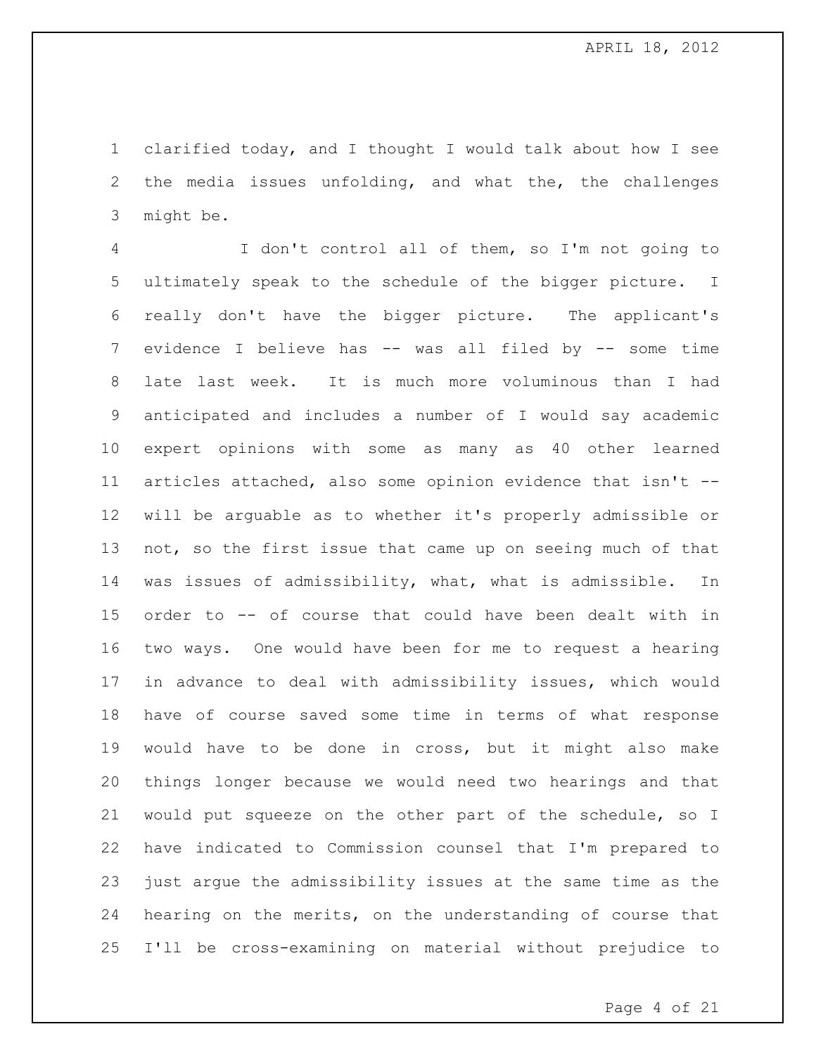clarified today, and I thought I would talk about how I see the media issues unfolding, and what the, the challenges might be.

I don't control all of them, so I'm not going to ultimately speak to the schedule of the bigger picture. I really don't have the bigger picture. The applicant's evidence I believe has -- was all filed by -- some time late last week. It is much more voluminous than I had anticipated and includes a number of I would say academic expert opinions with some as many as 40 other learned articles attached, also some opinion evidence that isn't -- will be arguable as to whether it's properly admissible or not, so the first issue that came up on seeing much of that was issues of admissibility, what, what is admissible. In order to -- of course that could have been dealt with in two ways. One would have been for me to request a hearing in advance to deal with admissibility issues, which would have of course saved some time in terms of what response would have to be done in cross, but it might also make things longer because we would need two hearings and that would put squeeze on the other part of the schedule, so I have indicated to Commission counsel that I'm prepared to just argue the admissibility issues at the same time as the hearing on the merits, on the understanding of course that I'll be cross-examining on material without prejudice to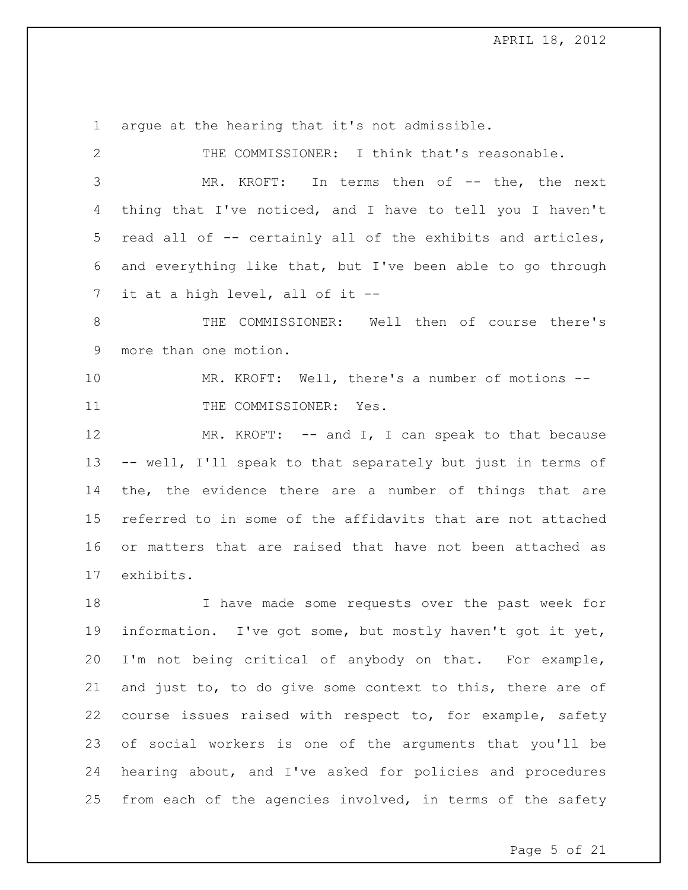argue at the hearing that it's not admissible.

THE COMMISSIONER: I think that's reasonable.

MR. KROFT: In terms then of -- the, the next thing that I've noticed, and I have to tell you I haven't read all of -- certainly all of the exhibits and articles, and everything like that, but I've been able to go through it at a high level, all of it --

THE COMMISSIONER: Well then of course there's more than one motion.

MR. KROFT: Well, there's a number of motions --

THE COMMISSIONER: Yes.

MR. KROFT: -- and I, I can speak to that because -- well, I'll speak to that separately but just in terms of the, the evidence there are a number of things that are referred to in some of the affidavits that are not attached or matters that are raised that have not been attached as exhibits.

I have made some requests over the past week for information. I've got some, but mostly haven't got it yet, I'm not being critical of anybody on that. For example, and just to, to do give some context to this, there are of course issues raised with respect to, for example, safety of social workers is one of the arguments that you'll be hearing about, and I've asked for policies and procedures from each of the agencies involved, in terms of the safety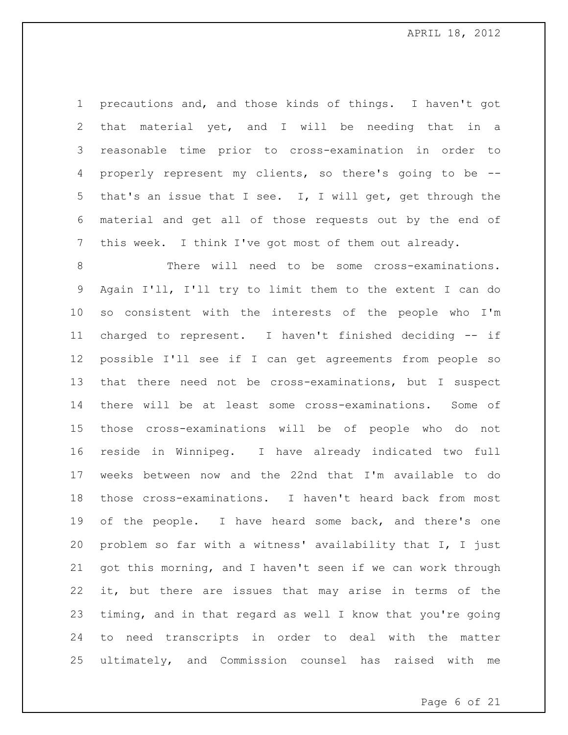precautions and, and those kinds of things. I haven't got that material yet, and I will be needing that in a reasonable time prior to cross-examination in order to properly represent my clients, so there's going to be -- that's an issue that I see. I, I will get, get through the material and get all of those requests out by the end of this week. I think I've got most of them out already.

There will need to be some cross-examinations. Again I'll, I'll try to limit them to the extent I can do so consistent with the interests of the people who I'm charged to represent. I haven't finished deciding -- if possible I'll see if I can get agreements from people so that there need not be cross-examinations, but I suspect there will be at least some cross-examinations. Some of those cross-examinations will be of people who do not reside in Winnipeg. I have already indicated two full weeks between now and the 22nd that I'm available to do those cross-examinations. I haven't heard back from most of the people. I have heard some back, and there's one problem so far with a witness' availability that I, I just got this morning, and I haven't seen if we can work through it, but there are issues that may arise in terms of the timing, and in that regard as well I know that you're going to need transcripts in order to deal with the matter ultimately, and Commission counsel has raised with me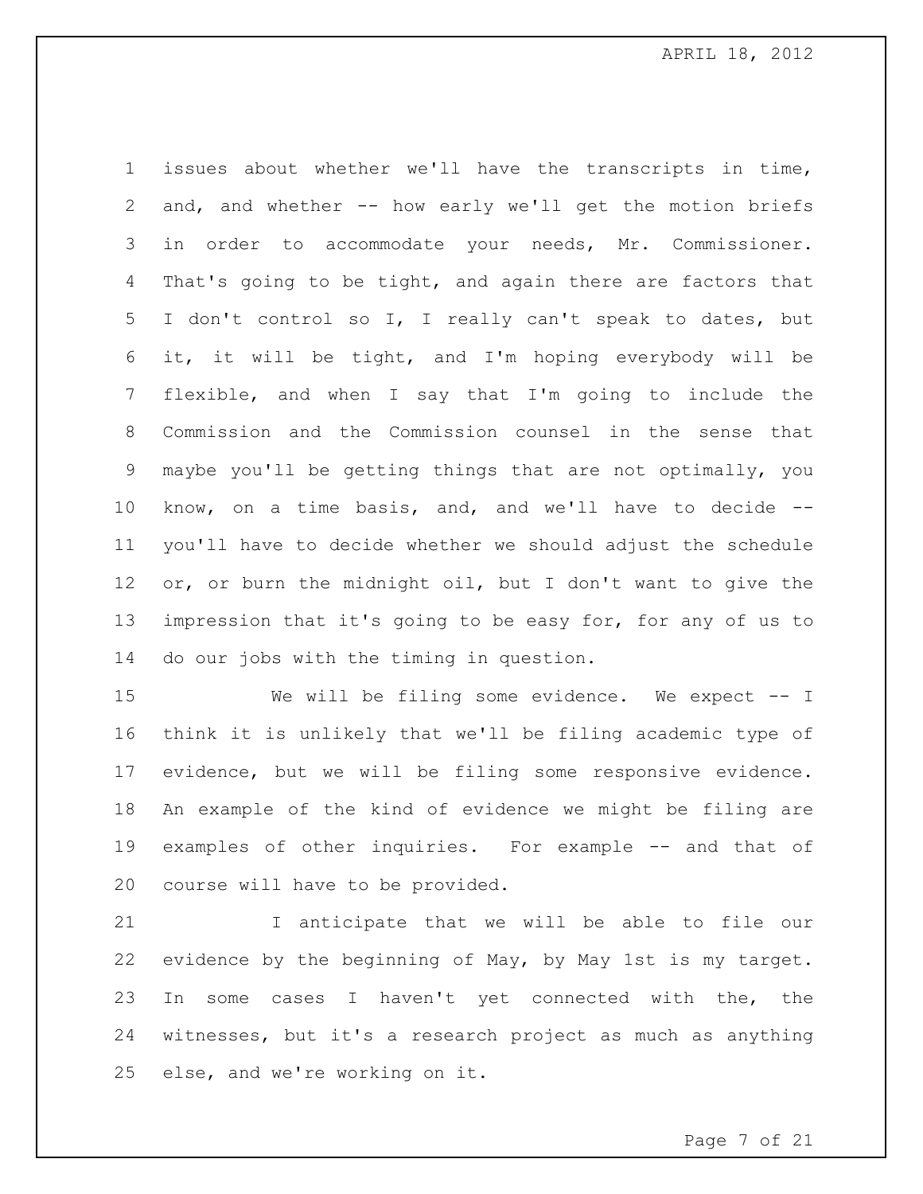issues about whether we'll have the transcripts in time, and, and whether -- how early we'll get the motion briefs in order to accommodate your needs, Mr. Commissioner. That's going to be tight, and again there are factors that I don't control so I, I really can't speak to dates, but it, it will be tight, and I'm hoping everybody will be flexible, and when I say that I'm going to include the Commission and the Commission counsel in the sense that maybe you'll be getting things that are not optimally, you know, on a time basis, and, and we'll have to decide -- you'll have to decide whether we should adjust the schedule or, or burn the midnight oil, but I don't want to give the impression that it's going to be easy for, for any of us to do our jobs with the timing in question.

We will be filing some evidence. We expect -- I think it is unlikely that we'll be filing academic type of evidence, but we will be filing some responsive evidence. An example of the kind of evidence we might be filing are examples of other inquiries. For example -- and that of course will have to be provided.

I anticipate that we will be able to file our evidence by the beginning of May, by May 1st is my target. In some cases I haven't yet connected with the, the witnesses, but it's a research project as much as anything else, and we're working on it.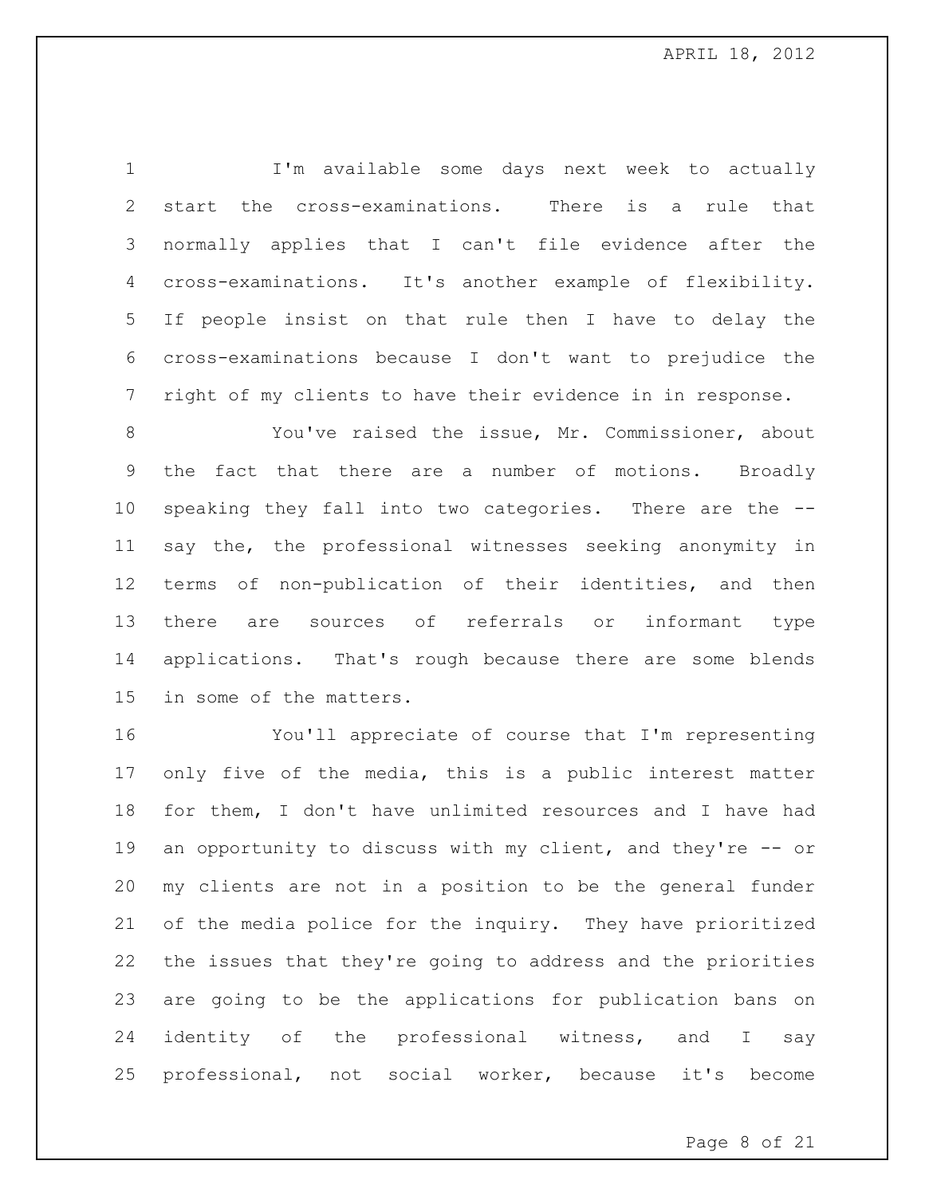I'm available some days next week to actually start the cross-examinations. There is a rule that normally applies that I can't file evidence after the cross-examinations. It's another example of flexibility. If people insist on that rule then I have to delay the cross-examinations because I don't want to prejudice the right of my clients to have their evidence in in response.

You've raised the issue, Mr. Commissioner, about the fact that there are a number of motions. Broadly speaking they fall into two categories. There are the -- say the, the professional witnesses seeking anonymity in terms of non-publication of their identities, and then there are sources of referrals or informant type applications. That's rough because there are some blends in some of the matters.

You'll appreciate of course that I'm representing only five of the media, this is a public interest matter for them, I don't have unlimited resources and I have had an opportunity to discuss with my client, and they're -- or my clients are not in a position to be the general funder of the media police for the inquiry. They have prioritized the issues that they're going to address and the priorities are going to be the applications for publication bans on identity of the professional witness, and I say professional, not social worker, because it's become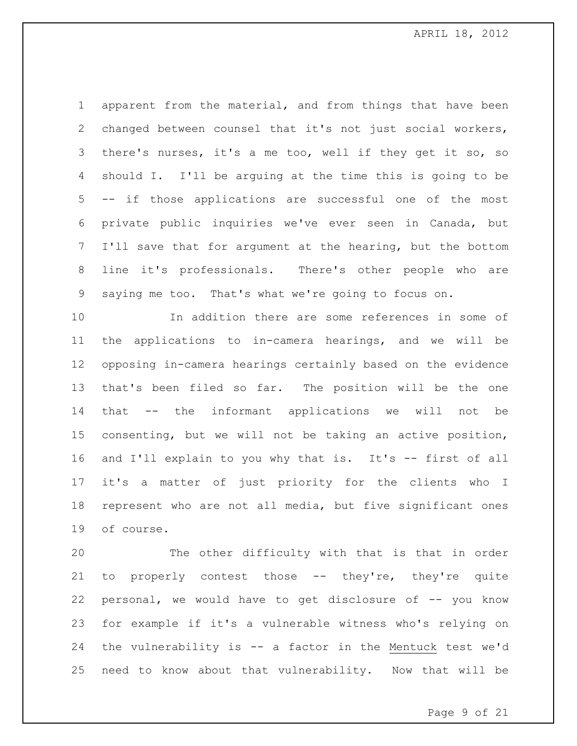apparent from the material, and from things that have been changed between counsel that it's not just social workers, there's nurses, it's a me too, well if they get it so, so should I. I'll be arguing at the time this is going to be -- if those applications are successful one of the most private public inquiries we've ever seen in Canada, but I'll save that for argument at the hearing, but the bottom line it's professionals. There's other people who are saying me too. That's what we're going to focus on.

In addition there are some references in some of the applications to in-camera hearings, and we will be opposing in-camera hearings certainly based on the evidence that's been filed so far. The position will be the one that -- the informant applications we will not be consenting, but we will not be taking an active position, and I'll explain to you why that is. It's -- first of all it's a matter of just priority for the clients who I represent who are not all media, but five significant ones of course.

The other difficulty with that is that in order to properly contest those -- they're, they're quite personal, we would have to get disclosure of -- you know for example if it's a vulnerable witness who's relying on the vulnerability is -- a factor in the Mentuck test we'd need to know about that vulnerability. Now that will be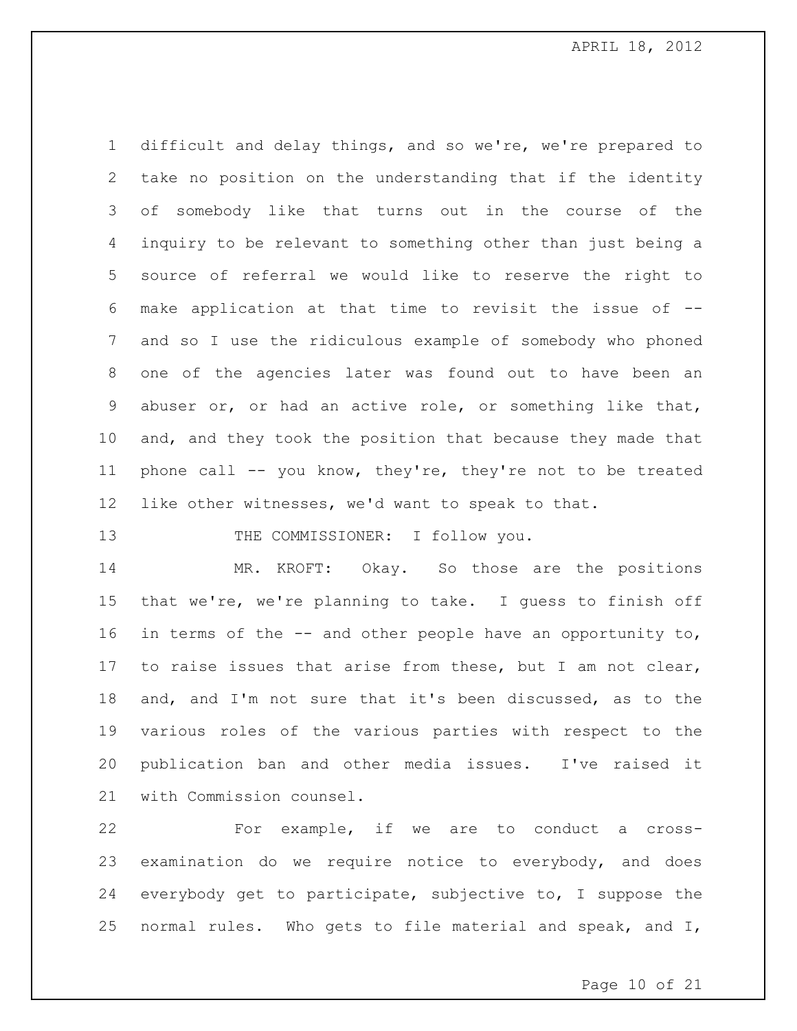difficult and delay things, and so we're, we're prepared to take no position on the understanding that if the identity of somebody like that turns out in the course of the inquiry to be relevant to something other than just being a source of referral we would like to reserve the right to make application at that time to revisit the issue of -- and so I use the ridiculous example of somebody who phoned one of the agencies later was found out to have been an abuser or, or had an active role, or something like that, and, and they took the position that because they made that phone call -- you know, they're, they're not to be treated like other witnesses, we'd want to speak to that.

THE COMMISSIONER: I follow you.

MR. KROFT: Okay. So those are the positions that we're, we're planning to take. I guess to finish off in terms of the -- and other people have an opportunity to, to raise issues that arise from these, but I am not clear, and, and I'm not sure that it's been discussed, as to the various roles of the various parties with respect to the publication ban and other media issues. I've raised it with Commission counsel.

For example, if we are to conduct a cross-examination do we require notice to everybody, and does everybody get to participate, subjective to, I suppose the normal rules. Who gets to file material and speak, and I,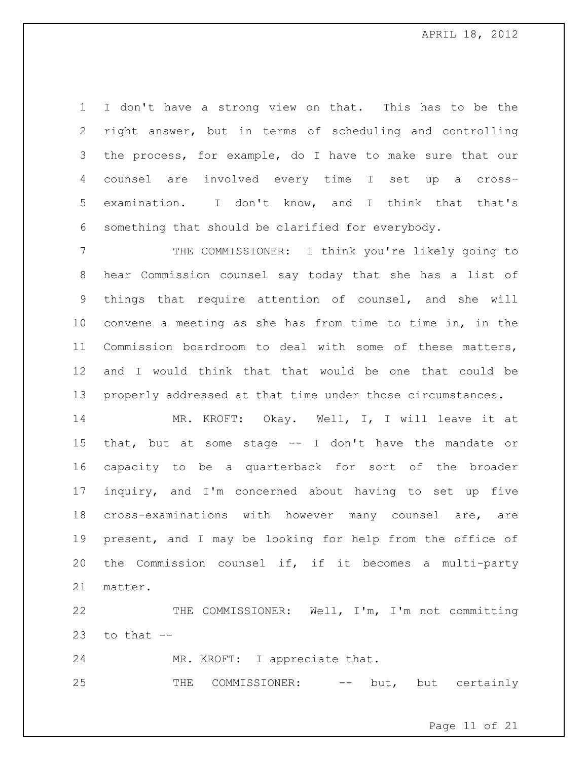I don't have a strong view on that. This has to be the right answer, but in terms of scheduling and controlling the process, for example, do I have to make sure that our counsel are involved every time I set up a cross-examination. I don't know, and I think that that's something that should be clarified for everybody.

THE COMMISSIONER: I think you're likely going to hear Commission counsel say today that she has a list of things that require attention of counsel, and she will convene a meeting as she has from time to time in, in the Commission boardroom to deal with some of these matters, and I would think that that would be one that could be properly addressed at that time under those circumstances.

MR. KROFT: Okay. Well, I, I will leave it at that, but at some stage -- I don't have the mandate or capacity to be a quarterback for sort of the broader inquiry, and I'm concerned about having to set up five cross-examinations with however many counsel are, are present, and I may be looking for help from the office of the Commission counsel if, if it becomes a multi-party matter.

THE COMMISSIONER: Well, I'm, I'm not committing to that --

MR. KROFT: I appreciate that.

THE COMMISSIONER: -- but, but certainly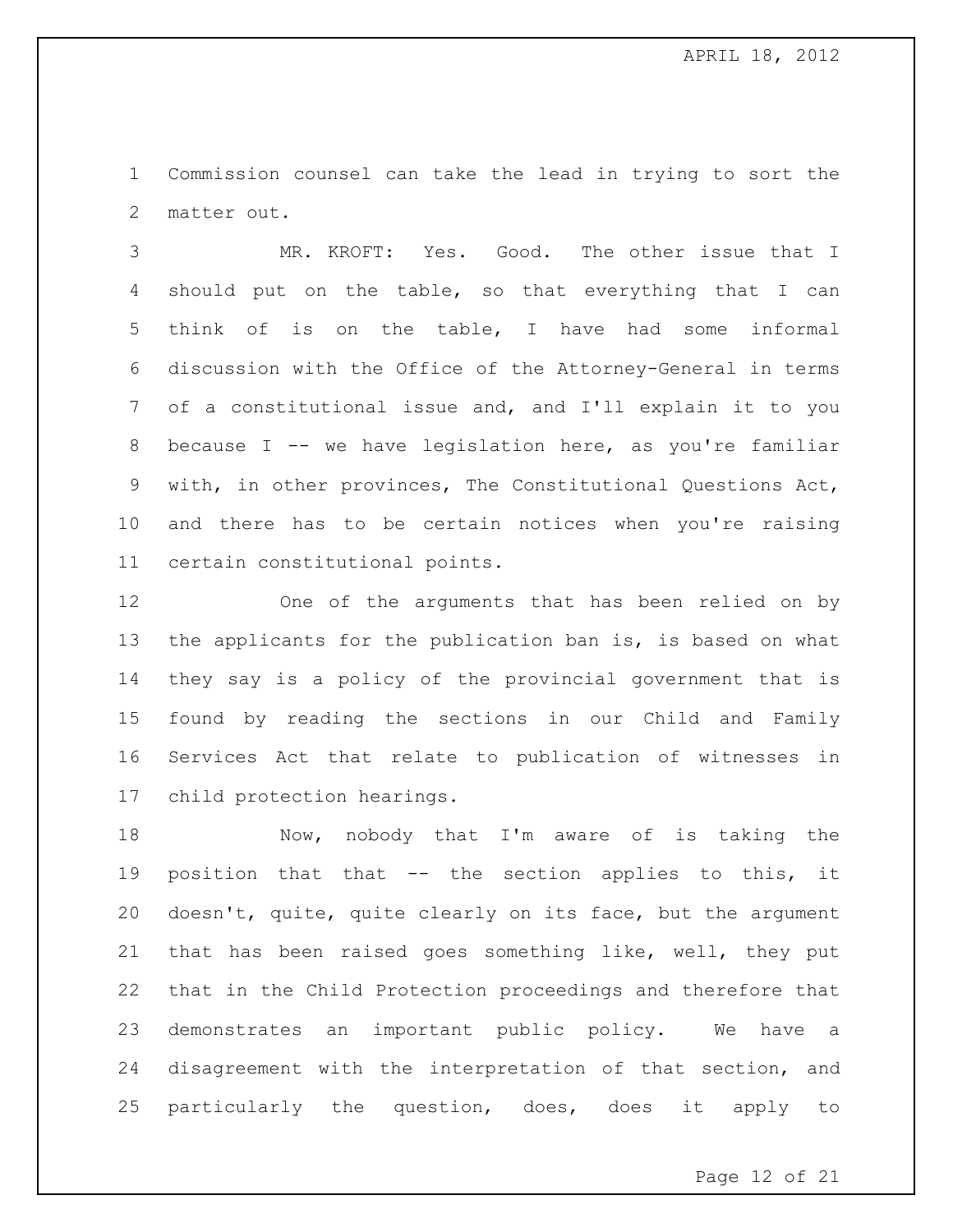Commission counsel can take the lead in trying to sort the matter out.

MR. KROFT: Yes. Good. The other issue that I should put on the table, so that everything that I can think of is on the table, I have had some informal discussion with the Office of the Attorney-General in terms of a constitutional issue and, and I'll explain it to you because I -- we have legislation here, as you're familiar with, in other provinces, The Constitutional Questions Act, and there has to be certain notices when you're raising certain constitutional points.

One of the arguments that has been relied on by the applicants for the publication ban is, is based on what they say is a policy of the provincial government that is found by reading the sections in our Child and Family Services Act that relate to publication of witnesses in child protection hearings.

Now, nobody that I'm aware of is taking the position that that -- the section applies to this, it doesn't, quite, quite clearly on its face, but the argument that has been raised goes something like, well, they put that in the Child Protection proceedings and therefore that demonstrates an important public policy. We have a disagreement with the interpretation of that section, and particularly the question, does, does it apply to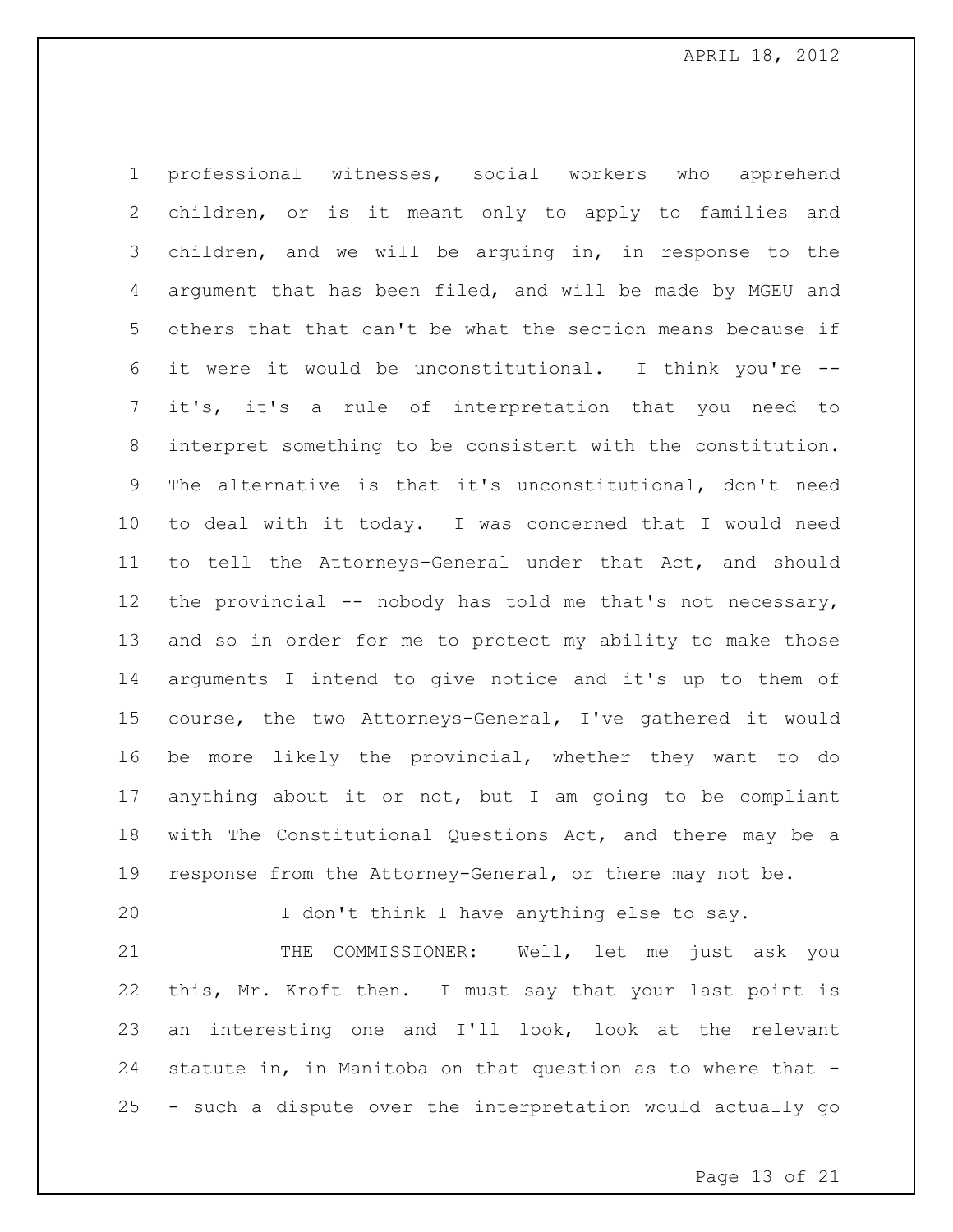professional witnesses, social workers who apprehend children, or is it meant only to apply to families and children, and we will be arguing in, in response to the argument that has been filed, and will be made by MGEU and others that that can't be what the section means because if it were it would be unconstitutional. I think you're -- it's, it's a rule of interpretation that you need to interpret something to be consistent with the constitution. The alternative is that it's unconstitutional, don't need to deal with it today. I was concerned that I would need to tell the Attorneys-General under that Act, and should the provincial -- nobody has told me that's not necessary, and so in order for me to protect my ability to make those arguments I intend to give notice and it's up to them of course, the two Attorneys-General, I've gathered it would be more likely the provincial, whether they want to do anything about it or not, but I am going to be compliant with The Constitutional Questions Act, and there may be a response from the Attorney-General, or there may not be.

I don't think I have anything else to say.

THE COMMISSIONER: Well, let me just ask you this, Mr. Kroft then. I must say that your last point is an interesting one and I'll look, look at the relevant statute in, in Manitoba on that question as to where that -- such a dispute over the interpretation would actually go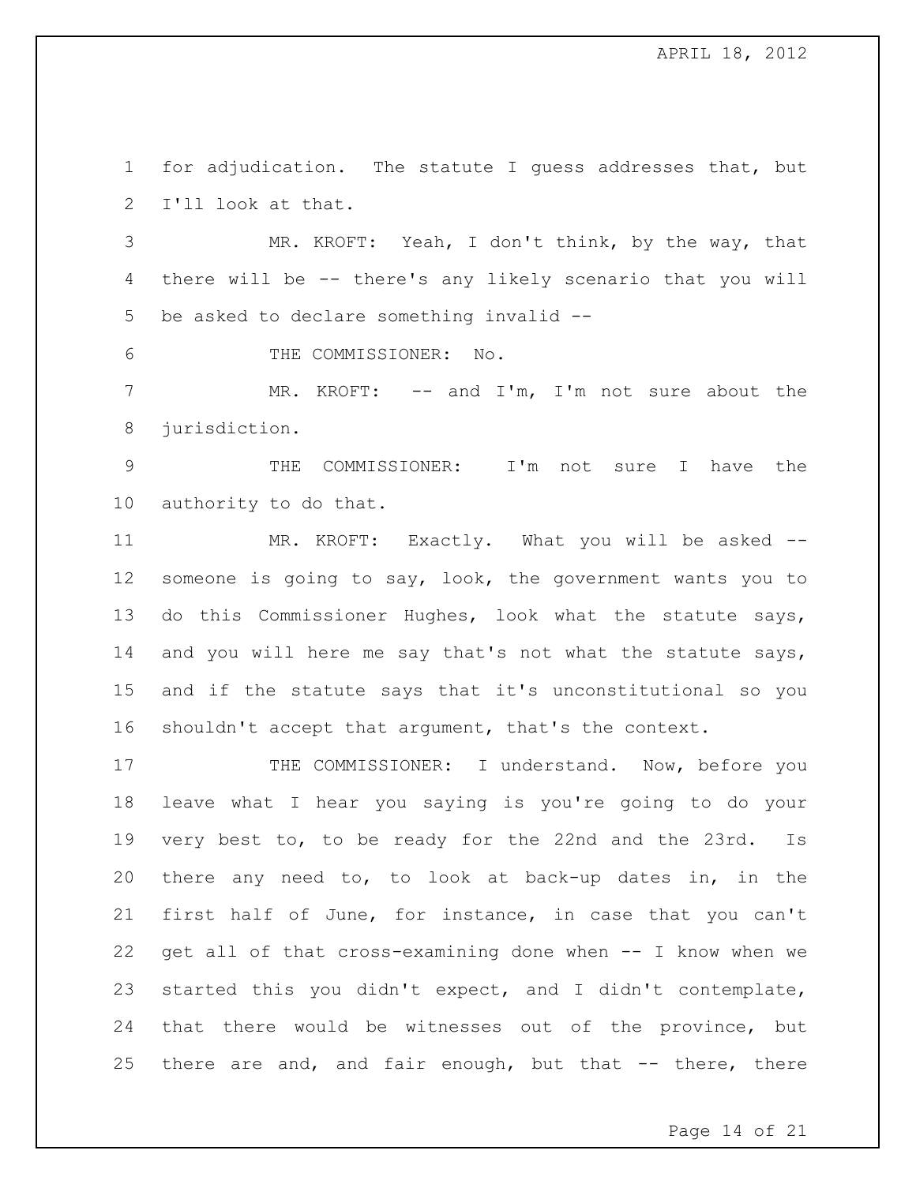for adjudication. The statute I guess addresses that, but I'll look at that.

MR. KROFT: Yeah, I don't think, by the way, that there will be -- there's any likely scenario that you will be asked to declare something invalid --

THE COMMISSIONER: No.

MR. KROFT: -- and I'm, I'm not sure about the jurisdiction.

THE COMMISSIONER: I'm not sure I have the authority to do that.

MR. KROFT: Exactly. What you will be asked -- someone is going to say, look, the government wants you to do this Commissioner Hughes, look what the statute says, and you will here me say that's not what the statute says, and if the statute says that it's unconstitutional so you shouldn't accept that argument, that's the context.

THE COMMISSIONER: I understand. Now, before you leave what I hear you saying is you're going to do your very best to, to be ready for the 22nd and the 23rd. Is there any need to, to look at back-up dates in, in the first half of June, for instance, in case that you can't get all of that cross-examining done when -- I know when we started this you didn't expect, and I didn't contemplate, that there would be witnesses out of the province, but there are and, and fair enough, but that -- there, there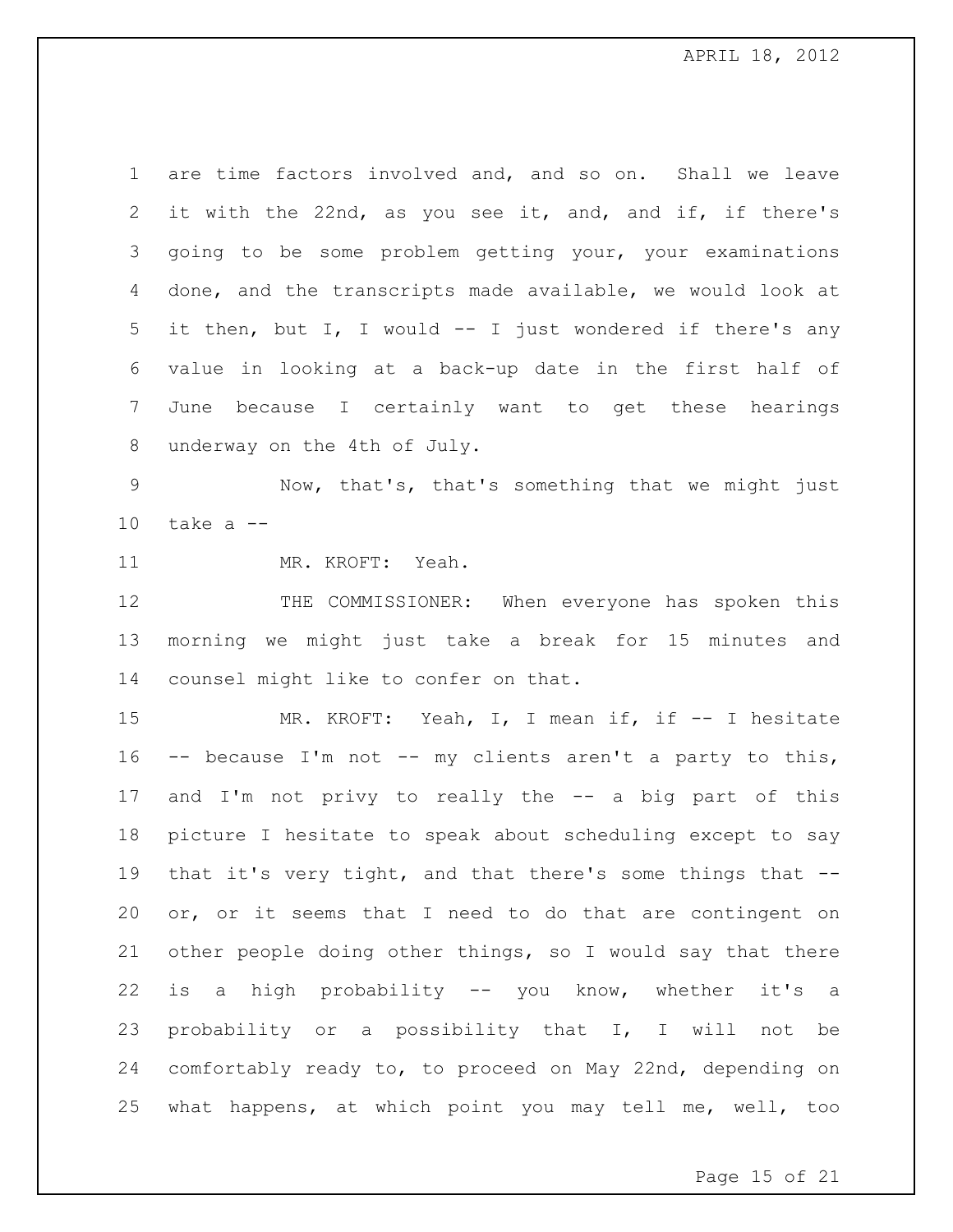are time factors involved and, and so on. Shall we leave it with the 22nd, as you see it, and, and if, if there's going to be some problem getting your, your examinations done, and the transcripts made available, we would look at it then, but I, I would -- I just wondered if there's any value in looking at a back-up date in the first half of June because I certainly want to get these hearings underway on the 4th of July.

Now, that's, that's something that we might just take a --

MR. KROFT: Yeah.

THE COMMISSIONER: When everyone has spoken this morning we might just take a break for 15 minutes and counsel might like to confer on that.

MR. KROFT: Yeah, I, I mean if, if -- I hesitate -- because I'm not -- my clients aren't a party to this, and I'm not privy to really the -- a big part of this picture I hesitate to speak about scheduling except to say that it's very tight, and that there's some things that -- or, or it seems that I need to do that are contingent on other people doing other things, so I would say that there is a high probability -- you know, whether it's a probability or a possibility that I, I will not be comfortably ready to, to proceed on May 22nd, depending on what happens, at which point you may tell me, well, too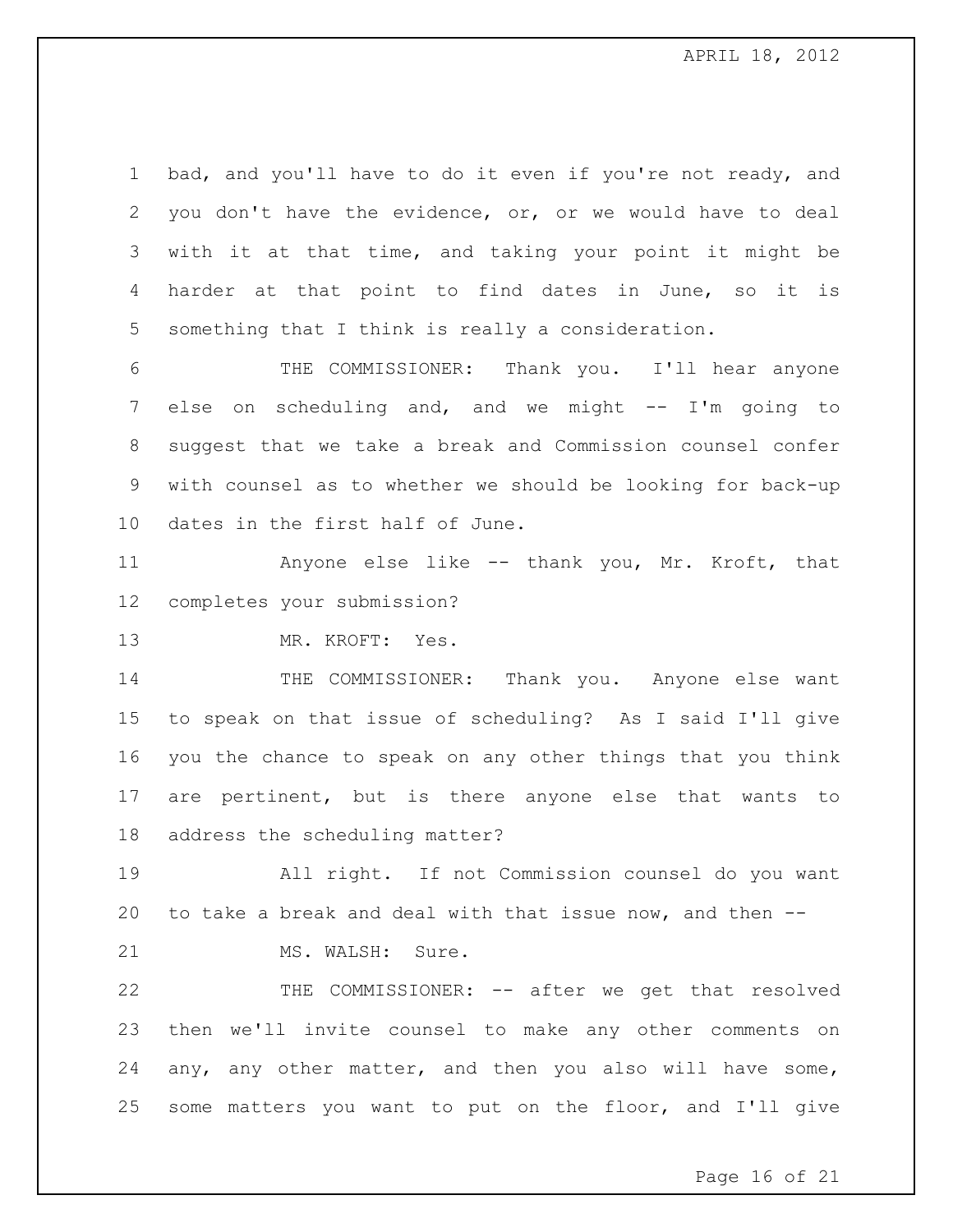bad, and you'll have to do it even if you're not ready, and you don't have the evidence, or, or we would have to deal with it at that time, and taking your point it might be harder at that point to find dates in June, so it is something that I think is really a consideration.

THE COMMISSIONER: Thank you. I'll hear anyone else on scheduling and, and we might -- I'm going to suggest that we take a break and Commission counsel confer with counsel as to whether we should be looking for back-up dates in the first half of June.

Anyone else like -- thank you, Mr. Kroft, that completes your submission?

MR. KROFT: Yes.

THE COMMISSIONER: Thank you. Anyone else want to speak on that issue of scheduling? As I said I'll give you the chance to speak on any other things that you think are pertinent, but is there anyone else that wants to address the scheduling matter?

All right. If not Commission counsel do you want to take a break and deal with that issue now, and then --

MS. WALSH: Sure.

THE COMMISSIONER: -- after we get that resolved then we'll invite counsel to make any other comments on any, any other matter, and then you also will have some, some matters you want to put on the floor, and I'll give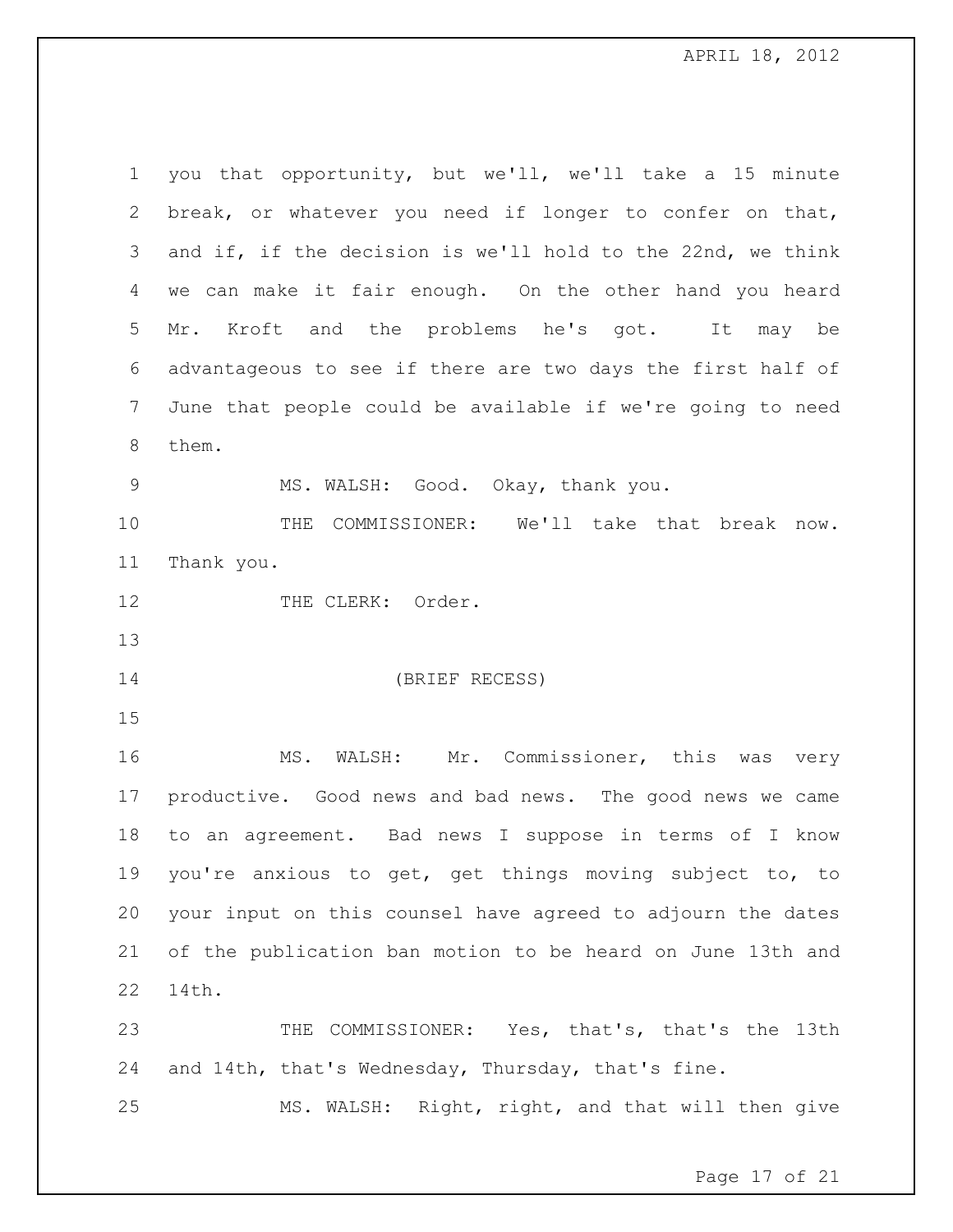you that opportunity, but we'll, we'll take a 15 minute break, or whatever you need if longer to confer on that, and if, if the decision is we'll hold to the 22nd, we think we can make it fair enough. On the other hand you heard Mr. Kroft and the problems he's got. It may be advantageous to see if there are two days the first half of June that people could be available if we're going to need them.

MS. WALSH: Good. Okay, thank you.

THE COMMISSIONER: We'll take that break now. Thank you.

THE CLERK: Order.

(BRIEF RECESS)

MS. WALSH: Mr. Commissioner, this was very productive. Good news and bad news. The good news we came to an agreement. Bad news I suppose in terms of I know you're anxious to get, get things moving subject to, to your input on this counsel have agreed to adjourn the dates of the publication ban motion to be heard on June 13th and 14th.

THE COMMISSIONER: Yes, that's, that's the 13th and 14th, that's Wednesday, Thursday, that's fine.

MS. WALSH: Right, right, and that will then give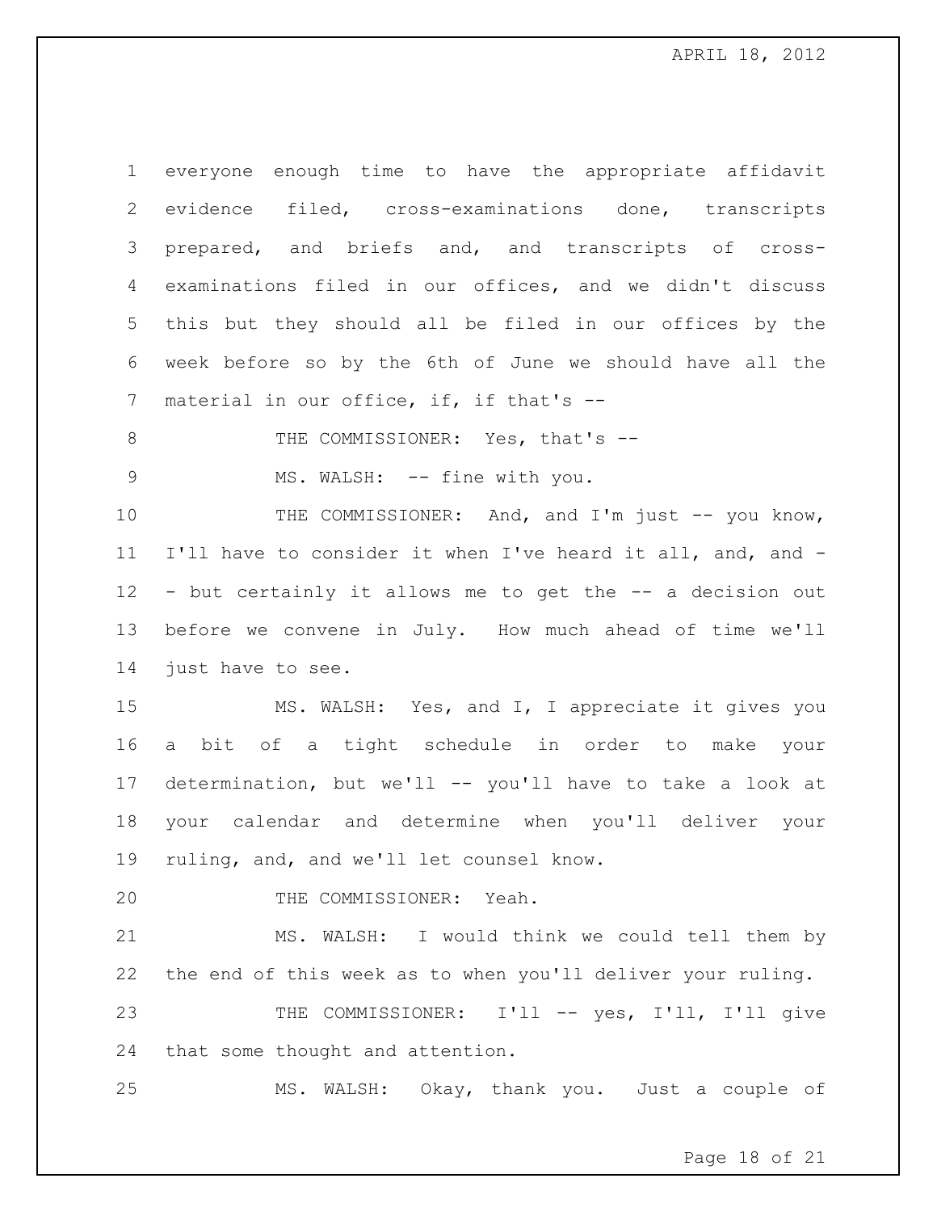everyone enough time to have the appropriate affidavit evidence filed, cross-examinations done, transcripts prepared, and briefs and, and transcripts of cross-examinations filed in our offices, and we didn't discuss this but they should all be filed in our offices by the week before so by the 6th of June we should have all the material in our office, if, if that's --

THE COMMISSIONER: Yes, that's --

MS. WALSH: -- fine with you.

THE COMMISSIONER: And, and I'm just -- you know, I'll have to consider it when I've heard it all, and, and -- but certainly it allows me to get the -- a decision out before we convene in July. How much ahead of time we'll just have to see.

MS. WALSH: Yes, and I, I appreciate it gives you a bit of a tight schedule in order to make your determination, but we'll -- you'll have to take a look at your calendar and determine when you'll deliver your ruling, and, and we'll let counsel know.

THE COMMISSIONER: Yeah.

MS. WALSH: I would think we could tell them by the end of this week as to when you'll deliver your ruling.

THE COMMISSIONER: I'll -- yes, I'll, I'll give that some thought and attention.

MS. WALSH: Okay, thank you. Just a couple of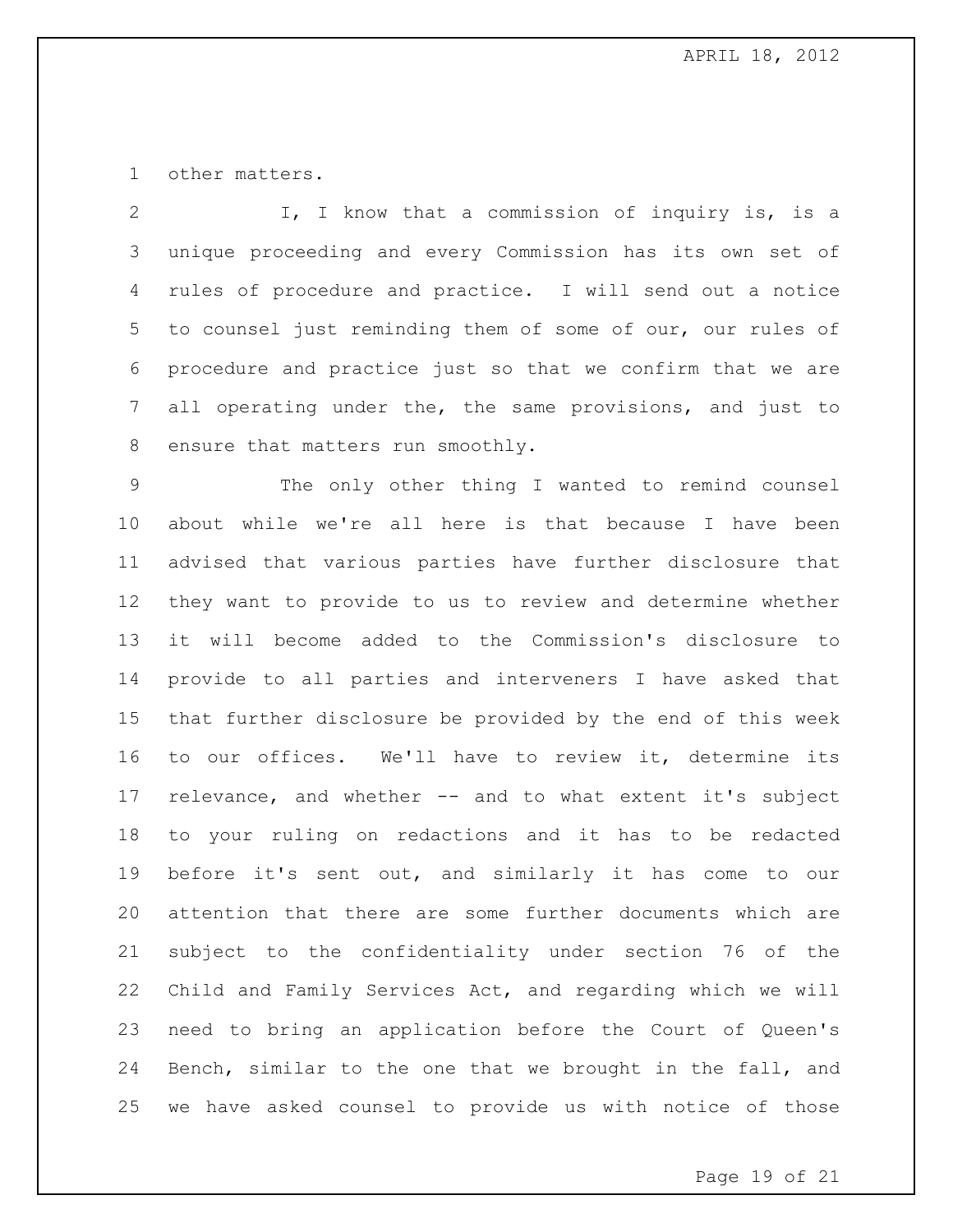other matters.

I, I know that a commission of inquiry is, is a unique proceeding and every Commission has its own set of rules of procedure and practice. I will send out a notice to counsel just reminding them of some of our, our rules of procedure and practice just so that we confirm that we are all operating under the, the same provisions, and just to ensure that matters run smoothly.

The only other thing I wanted to remind counsel about while we're all here is that because I have been advised that various parties have further disclosure that they want to provide to us to review and determine whether it will become added to the Commission's disclosure to provide to all parties and interveners I have asked that that further disclosure be provided by the end of this week to our offices. We'll have to review it, determine its relevance, and whether -- and to what extent it's subject to your ruling on redactions and it has to be redacted before it's sent out, and similarly it has come to our attention that there are some further documents which are subject to the confidentiality under section 76 of the Child and Family Services Act, and regarding which we will need to bring an application before the Court of Queen's Bench, similar to the one that we brought in the fall, and we have asked counsel to provide us with notice of those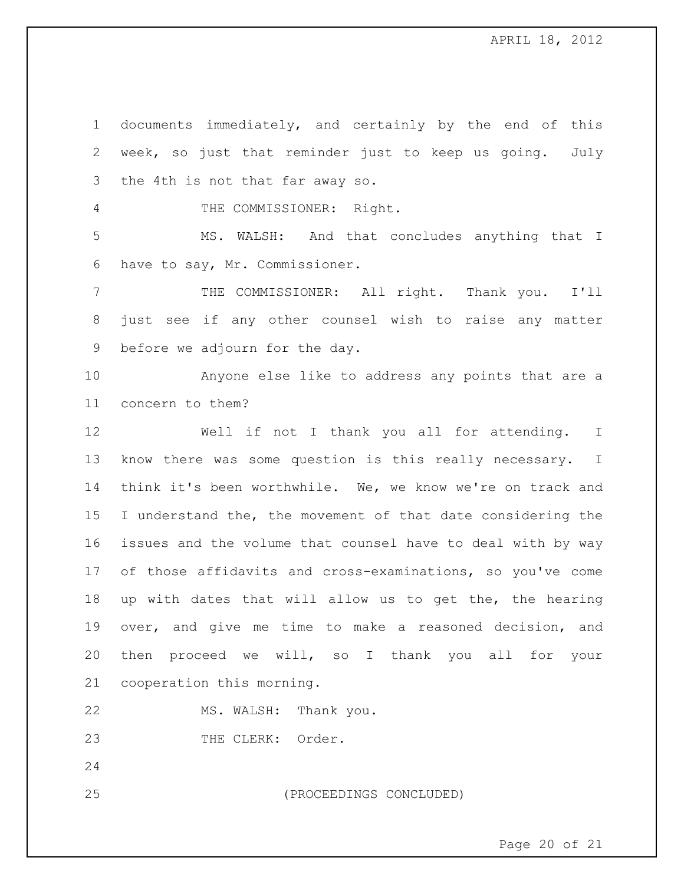documents immediately, and certainly by the end of this week, so just that reminder just to keep us going. July the 4th is not that far away so.

THE COMMISSIONER: Right.

MS. WALSH: And that concludes anything that I have to say, Mr. Commissioner.

THE COMMISSIONER: All right. Thank you. I'll just see if any other counsel wish to raise any matter before we adjourn for the day.

Anyone else like to address any points that are a concern to them?

Well if not I thank you all for attending. I know there was some question is this really necessary. I think it's been worthwhile. We, we know we're on track and I understand the, the movement of that date considering the issues and the volume that counsel have to deal with by way of those affidavits and cross-examinations, so you've come up with dates that will allow us to get the, the hearing over, and give me time to make a reasoned decision, and then proceed we will, so I thank you all for your cooperation this morning.

MS. WALSH: Thank you.

THE CLERK: Order.

(PROCEEDINGS CONCLUDED)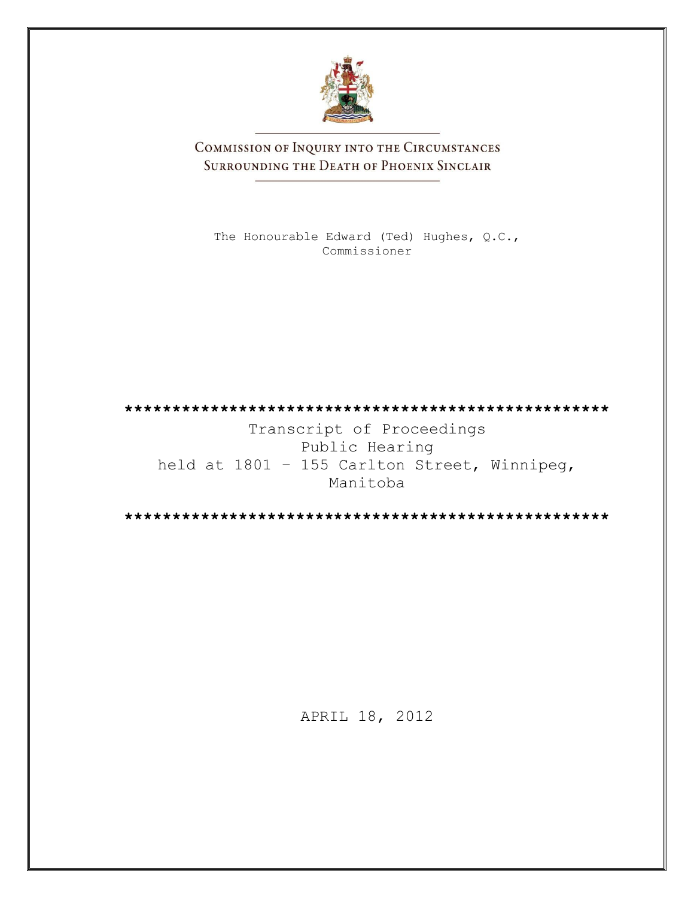COMMISSION OF INQUIRY INTO THE CIRCUMSTANCES SURROUNDING THE DEATH OF PHOENIX SINCLAIR

The Honourable Edward (Ted) Hughes, Q.C., Commissioner

*****************************************************

Transcript of Proceedings
Public Hearing
held at 1801 – 155 Carlton Street, Winnipeg, Manitoba

*****************************************************

APRIL 18, 2012